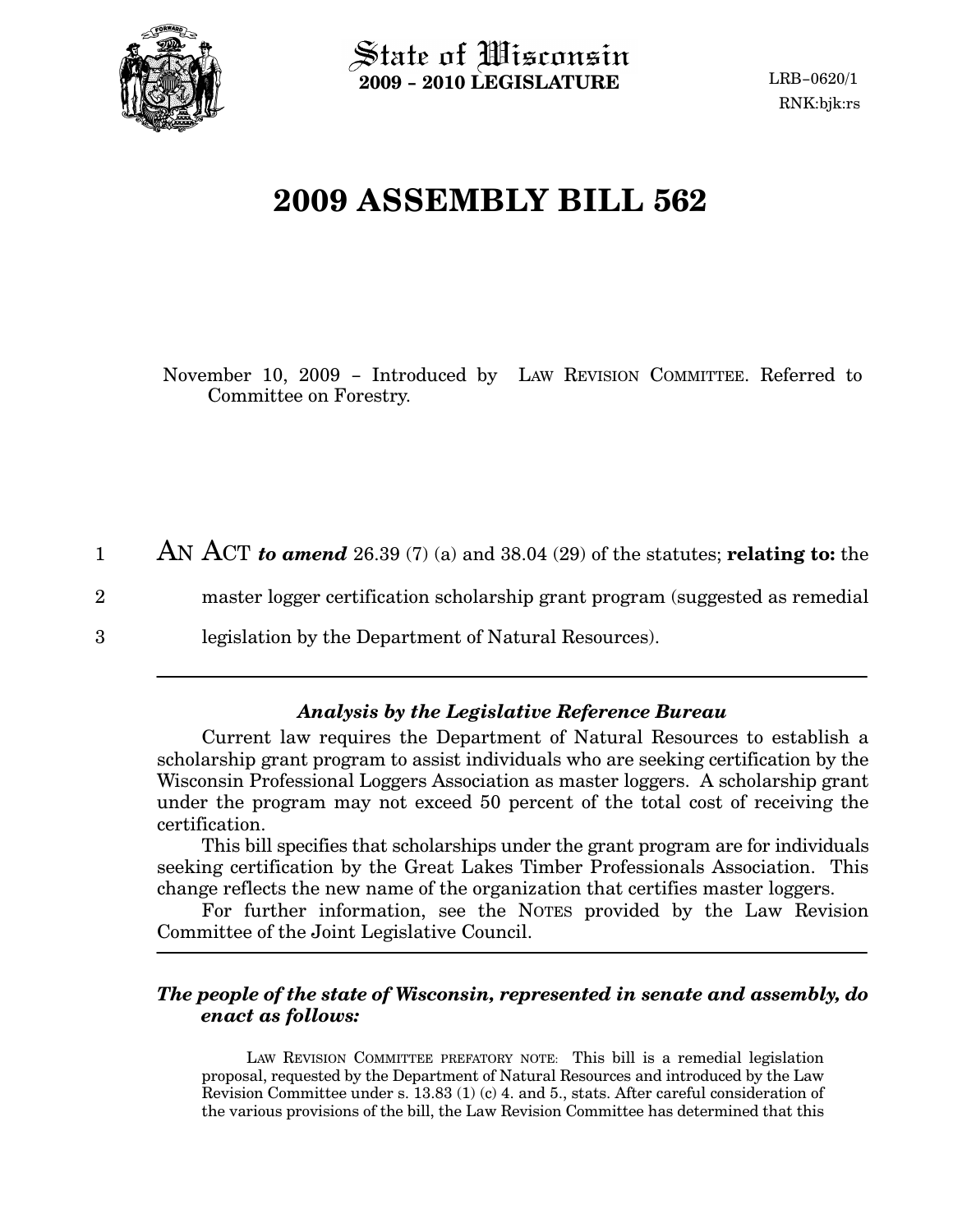State of Wisconsin
**2009 - 2010 LEGISLATURE**

LRB-0620/1
RNK:bjk:rs

# 2009 ASSEMBLY BILL 562

November 10, 2009 - Introduced by LAW REVISION COMMITTEE. Referred to Committee on Forestry.

AN ACT ***to amend*** 26.39 (7) (a) and 38.04 (29) of the statutes; **relating to:** the master logger certification scholarship grant program (suggested as remedial legislation by the Department of Natural Resources).

---

### *Analysis by the Legislative Reference Bureau*

Current law requires the Department of Natural Resources to establish a scholarship grant program to assist individuals who are seeking certification by the Wisconsin Professional Loggers Association as master loggers. A scholarship grant under the program may not exceed 50 percent of the total cost of receiving the certification.

This bill specifies that scholarships under the grant program are for individuals seeking certification by the Great Lakes Timber Professionals Association. This change reflects the new name of the organization that certifies master loggers.

For further information, see the NOTES provided by the Law Revision Committee of the Joint Legislative Council.

---

***The people of the state of Wisconsin, represented in senate and assembly, do enact as follows:***

LAW REVISION COMMITTEE PREFATORY NOTE: This bill is a remedial legislation proposal, requested by the Department of Natural Resources and introduced by the Law Revision Committee under s. 13.83 (1) (c) 4. and 5., stats. After careful consideration of the various provisions of the bill, the Law Revision Committee has determined that this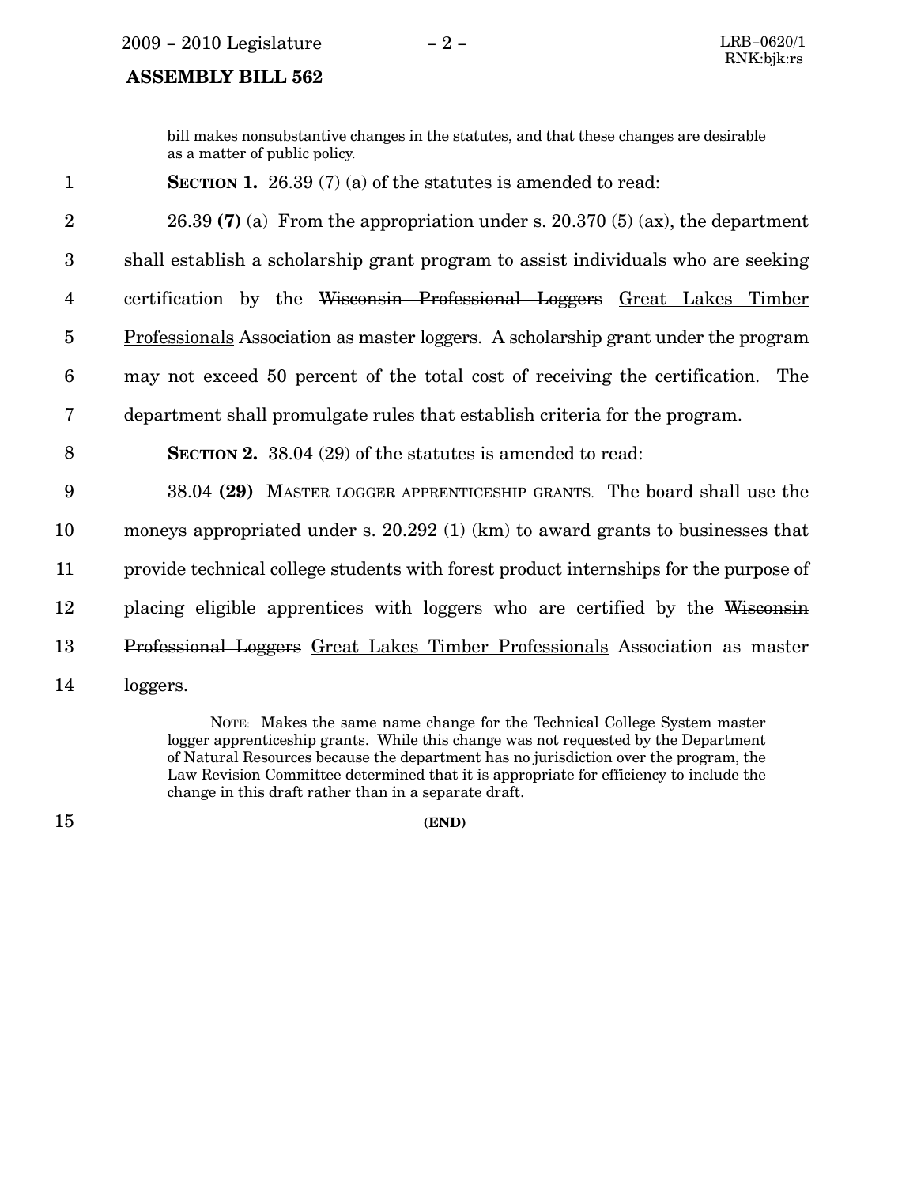bill makes nonsubstantive changes in the statutes, and that these changes are desirable as a matter of public policy.

**SECTION 1.** 26.39 (7) (a) of the statutes is amended to read:

26.39 **(7)** (a) From the appropriation under s. 20.370 (5) (ax), the department shall establish a scholarship grant program to assist individuals who are seeking certification by the ~~Wisconsin Professional Loggers~~ Great Lakes Timber Professionals Association as master loggers. A scholarship grant under the program may not exceed 50 percent of the total cost of receiving the certification. The department shall promulgate rules that establish criteria for the program.

**SECTION 2.** 38.04 (29) of the statutes is amended to read:

38.04 **(29)** MASTER LOGGER APPRENTICESHIP GRANTS. The board shall use the moneys appropriated under s. 20.292 (1) (km) to award grants to businesses that provide technical college students with forest product internships for the purpose of placing eligible apprentices with loggers who are certified by the ~~Wisconsin Professional Loggers~~ Great Lakes Timber Professionals Association as master loggers.

NOTE: Makes the same name change for the Technical College System master logger apprenticeship grants. While this change was not requested by the Department of Natural Resources because the department has no jurisdiction over the program, the Law Revision Committee determined that it is appropriate for efficiency to include the change in this draft rather than in a separate draft.

**(END)**